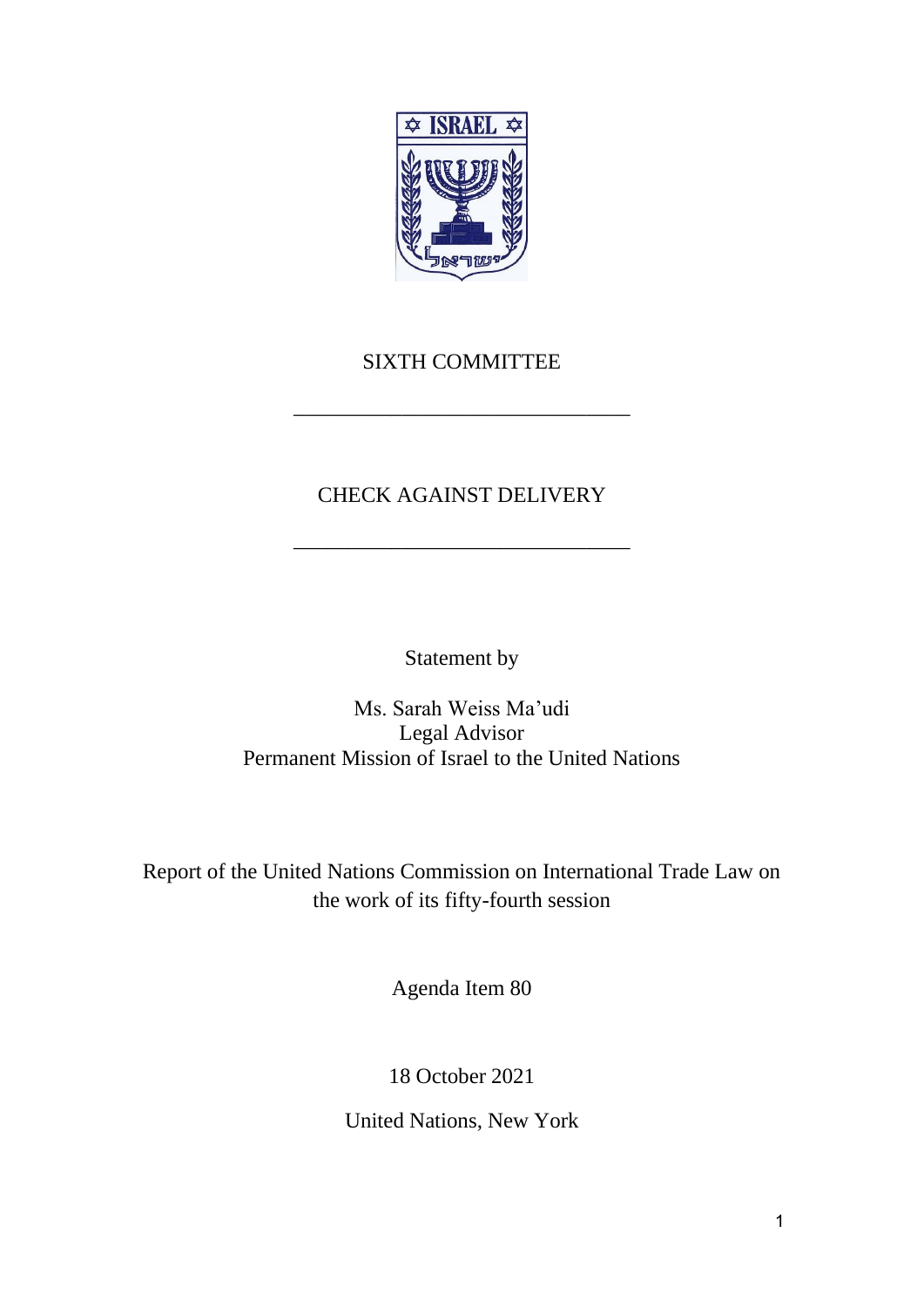SIXTH COMMITTEE

---

CHECK AGAINST DELIVERY

---

Statement by

Ms. Sarah Weiss Ma'udi
Legal Advisor
Permanent Mission of Israel to the United Nations

Report of the United Nations Commission on International Trade Law on the work of its fifty-fourth session

Agenda Item 80

18 October 2021

United Nations, New York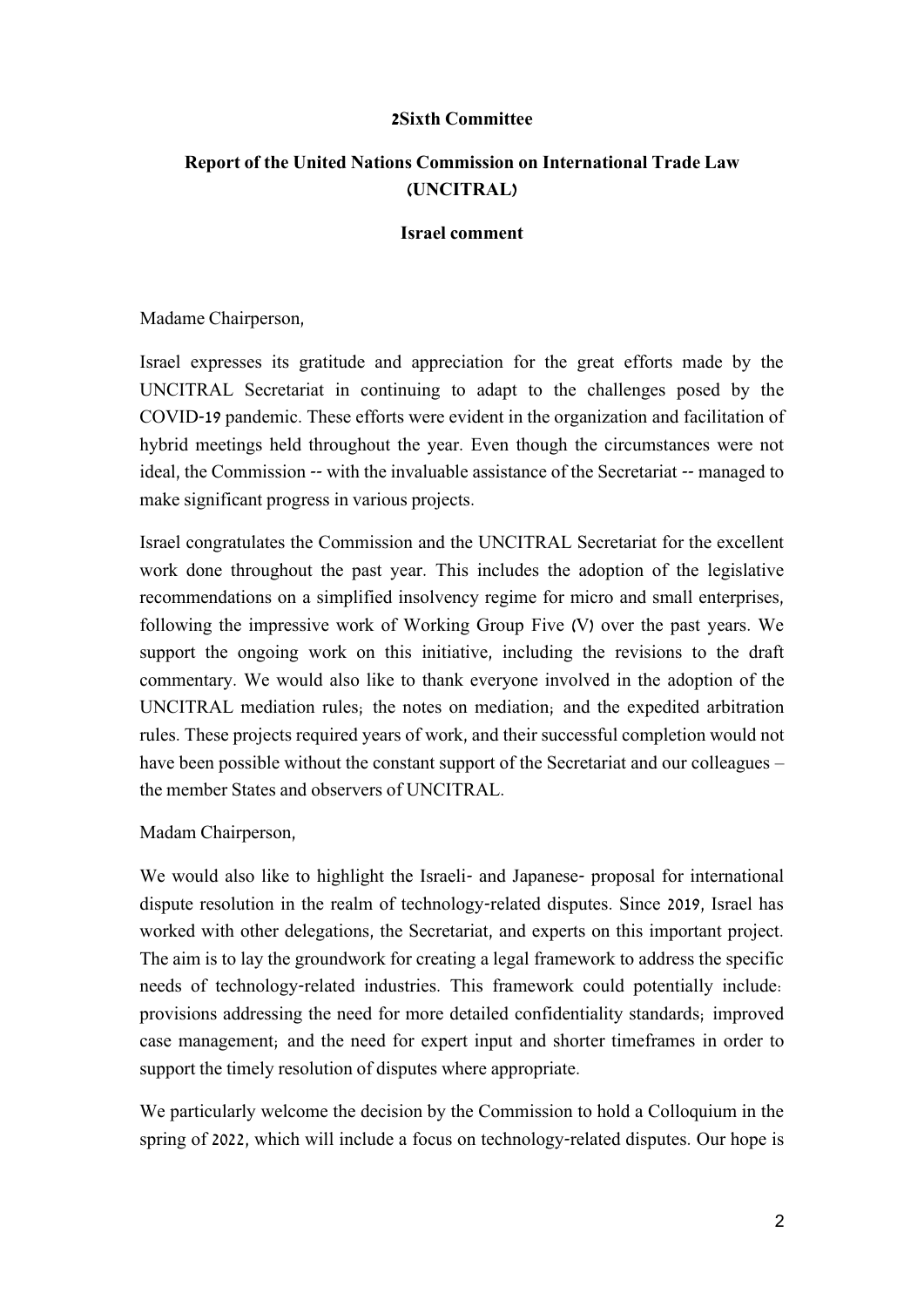**2Sixth Committee**

**Report of the United Nations Commission on International Trade Law (UNCITRAL)**

**Israel comment**

Madame Chairperson,

Israel expresses its gratitude and appreciation for the great efforts made by the UNCITRAL Secretariat in continuing to adapt to the challenges posed by the COVID-19 pandemic. These efforts were evident in the organization and facilitation of hybrid meetings held throughout the year. Even though the circumstances were not ideal, the Commission -- with the invaluable assistance of the Secretariat -- managed to make significant progress in various projects.

Israel congratulates the Commission and the UNCITRAL Secretariat for the excellent work done throughout the past year. This includes the adoption of the legislative recommendations on a simplified insolvency regime for micro and small enterprises, following the impressive work of Working Group Five (V) over the past years. We support the ongoing work on this initiative, including the revisions to the draft commentary. We would also like to thank everyone involved in the adoption of the UNCITRAL mediation rules; the notes on mediation; and the expedited arbitration rules. These projects required years of work, and their successful completion would not have been possible without the constant support of the Secretariat and our colleagues – the member States and observers of UNCITRAL.

Madam Chairperson,

We would also like to highlight the Israeli- and Japanese- proposal for international dispute resolution in the realm of technology-related disputes. Since 2019, Israel has worked with other delegations, the Secretariat, and experts on this important project. The aim is to lay the groundwork for creating a legal framework to address the specific needs of technology-related industries. This framework could potentially include: provisions addressing the need for more detailed confidentiality standards; improved case management; and the need for expert input and shorter timeframes in order to support the timely resolution of disputes where appropriate.

We particularly welcome the decision by the Commission to hold a Colloquium in the spring of 2022, which will include a focus on technology-related disputes. Our hope is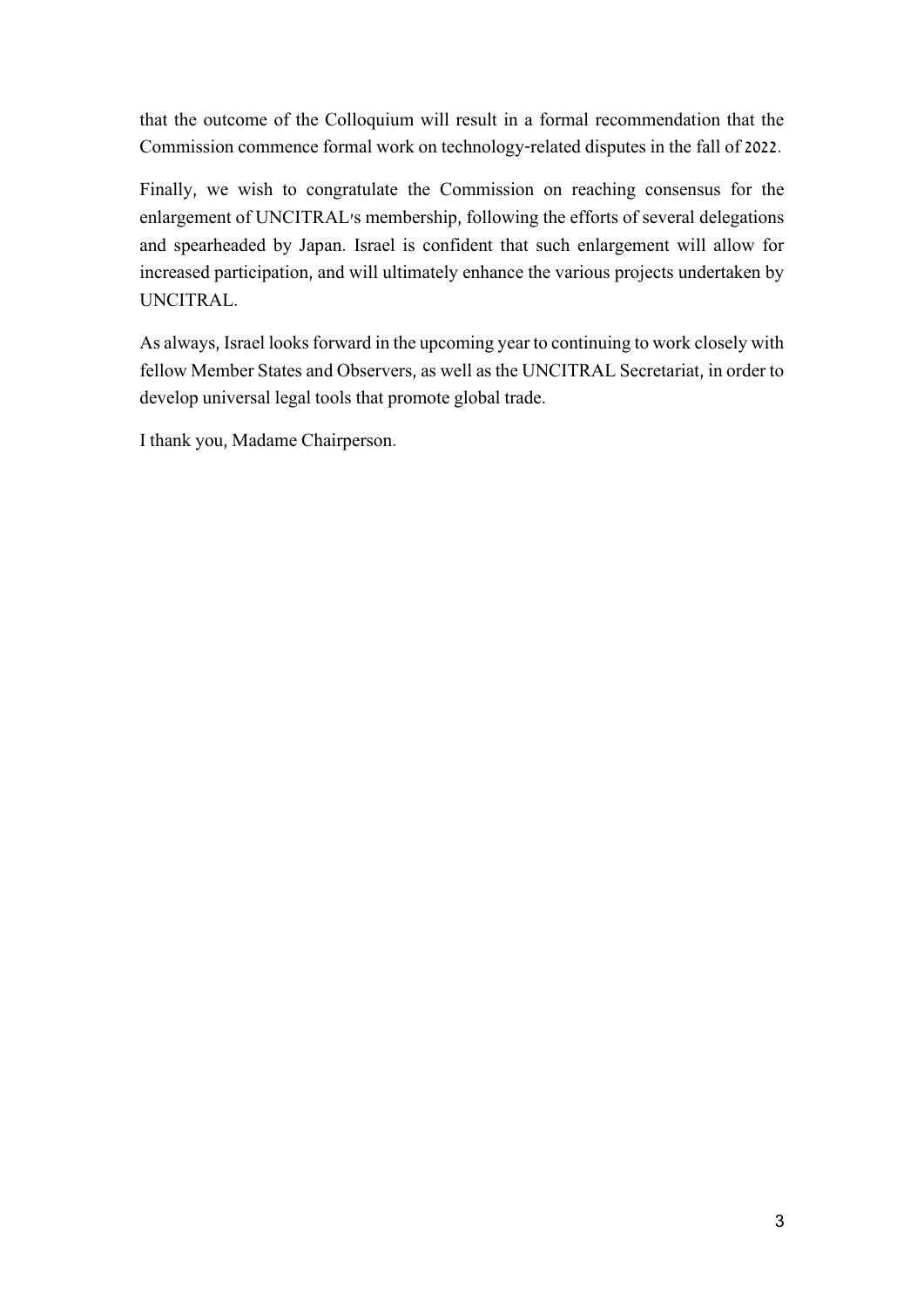that the outcome of the Colloquium will result in a formal recommendation that the Commission commence formal work on technology-related disputes in the fall of 2022.

Finally, we wish to congratulate the Commission on reaching consensus for the enlargement of UNCITRAL's membership, following the efforts of several delegations and spearheaded by Japan. Israel is confident that such enlargement will allow for increased participation, and will ultimately enhance the various projects undertaken by UNCITRAL.

As always, Israel looks forward in the upcoming year to continuing to work closely with fellow Member States and Observers, as well as the UNCITRAL Secretariat, in order to develop universal legal tools that promote global trade.

I thank you, Madame Chairperson.